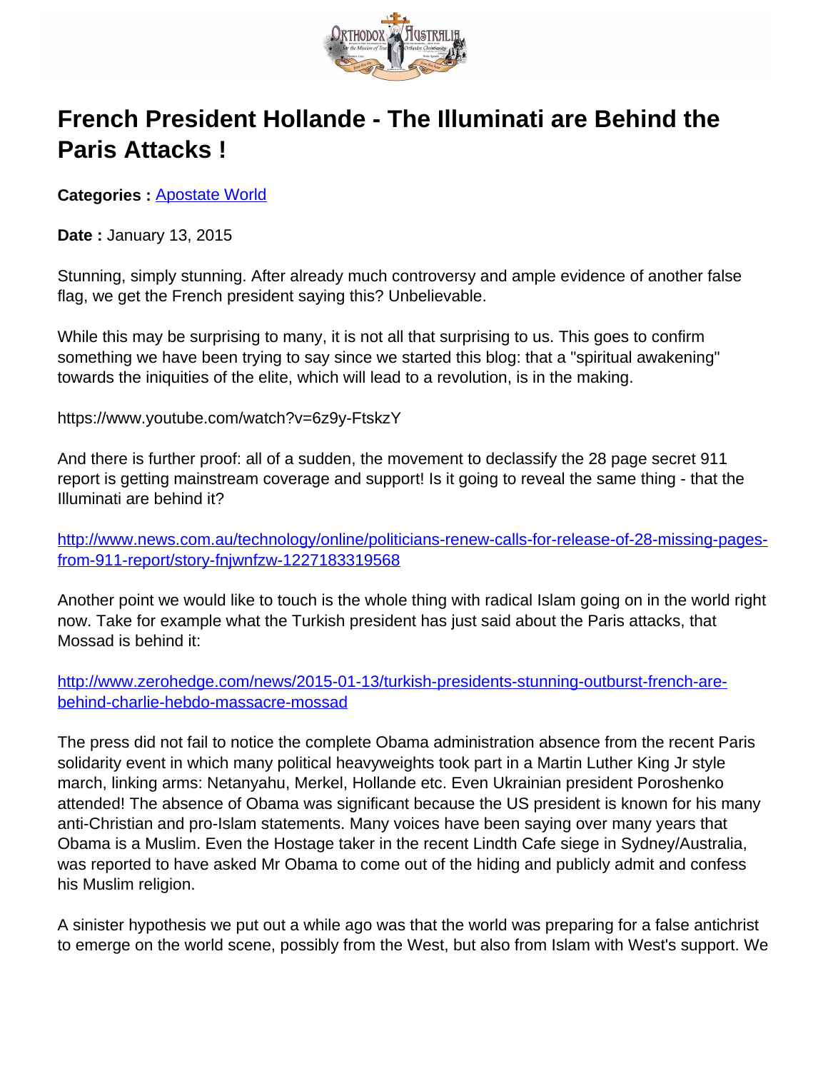# French President Hollande - The Illuminati are Behind the Paris Attacks !

**Categories :** [Apostate World]

**Date :** January 13, 2015

Stunning, simply stunning. After already much controversy and ample evidence of another false flag, we get the French president saying this? Unbelievable.

While this may be surprising to many, it is not all that surprising to us. This goes to confirm something we have been trying to say since we started this blog: that a "spiritual awakening" towards the iniquities of the elite, which will lead to a revolution, is in the making.

https://www.youtube.com/watch?v=6z9y-FtskzY

And there is further proof: all of a sudden, the movement to declassify the 28 page secret 911 report is getting mainstream coverage and support! Is it going to reveal the same thing - that the Illuminati are behind it?

http://www.news.com.au/technology/online/politicians-renew-calls-for-release-of-28-missing-pages-from-911-report/story-fnjwnfzw-1227183319568

Another point we would like to touch is the whole thing with radical Islam going on in the world right now. Take for example what the Turkish president has just said about the Paris attacks, that Mossad is behind it:

http://www.zerohedge.com/news/2015-01-13/turkish-presidents-stunning-outburst-french-are-behind-charlie-hebdo-massacre-mossad

The press did not fail to notice the complete Obama administration absence from the recent Paris solidarity event in which many political heavyweights took part in a Martin Luther King Jr style march, linking arms: Netanyahu, Merkel, Hollande etc. Even Ukrainian president Poroshenko attended! The absence of Obama was significant because the US president is known for his many anti-Christian and pro-Islam statements. Many voices have been saying over many years that Obama is a Muslim. Even the Hostage taker in the recent Lindth Cafe siege in Sydney/Australia, was reported to have asked Mr Obama to come out of the hiding and publicly admit and confess his Muslim religion.

A sinister hypothesis we put out a while ago was that the world was preparing for a false antichrist to emerge on the world scene, possibly from the West, but also from Islam with West's support. We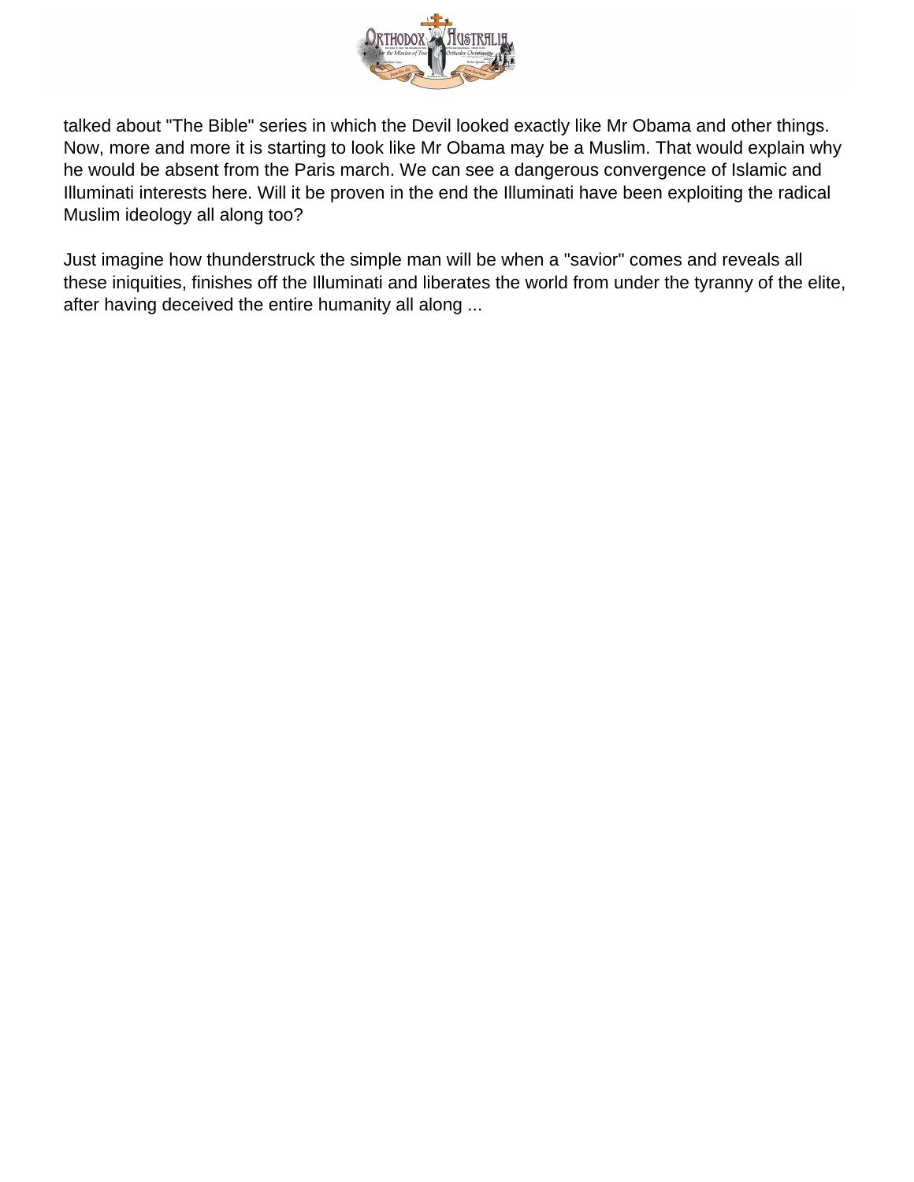talked about "The Bible" series in which the Devil looked exactly like Mr Obama and other things. Now, more and more it is starting to look like Mr Obama may be a Muslim. That would explain why he would be absent from the Paris march. We can see a dangerous convergence of Islamic and Illuminati interests here. Will it be proven in the end the Illuminati have been exploiting the radical Muslim ideology all along too?

Just imagine how thunderstruck the simple man will be when a "savior" comes and reveals all these iniquities, finishes off the Illuminati and liberates the world from under the tyranny of the elite, after having deceived the entire humanity all along ...